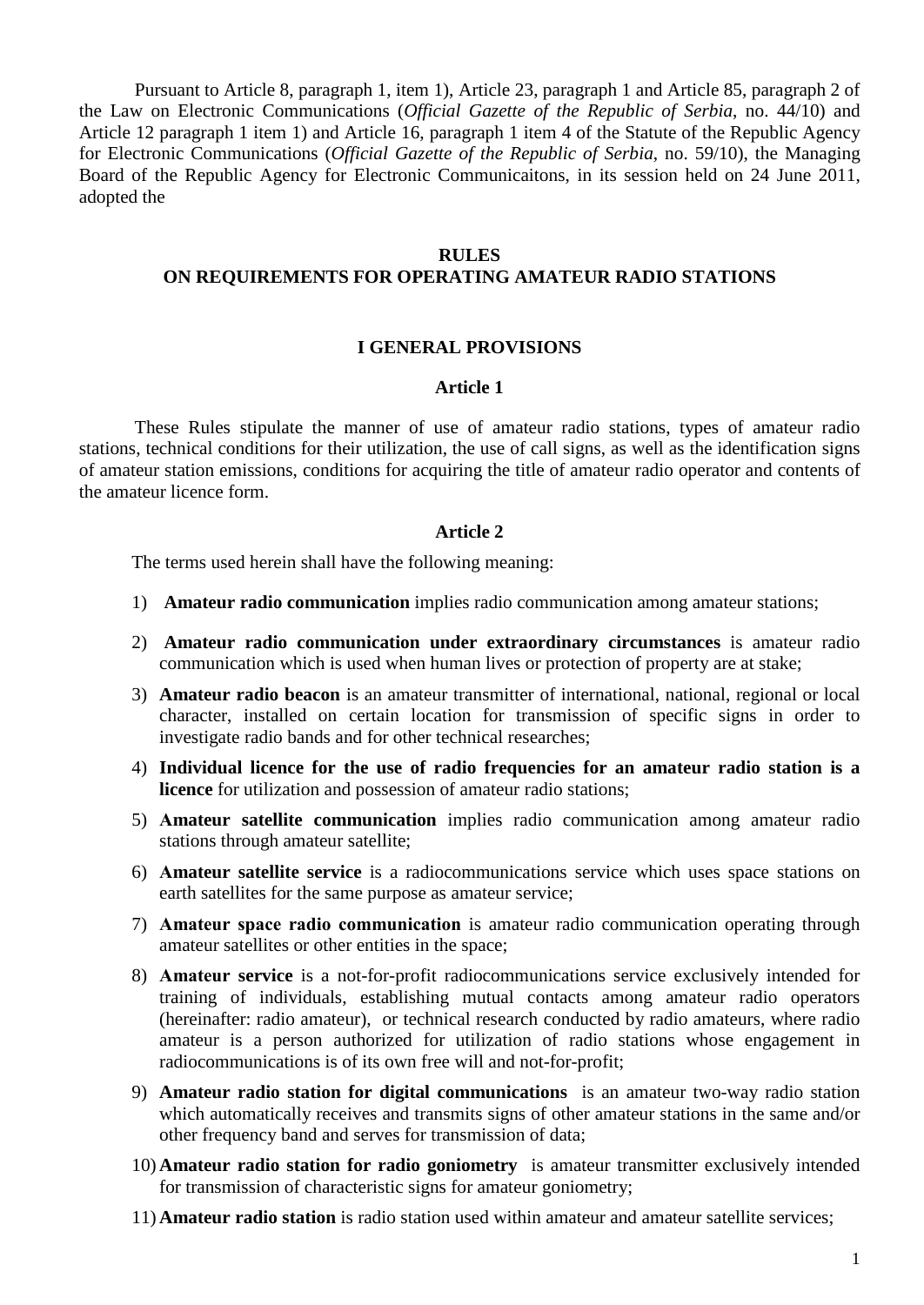Pursuant to Article 8, paragraph 1, item 1), Article 23, paragraph 1 and Article 85, paragraph 2 of the Law on Electronic Communications (*Official Gazette of the Republic of Serbia*, no. 44/10) and Article 12 paragraph 1 item 1) and Article 16, paragraph 1 item 4 of the Statute of the Republic Agency for Electronic Communications (*Official Gazette of the Republic of Serbia*, no. 59/10), the Managing Board of the Republic Agency for Electronic Communicaitons, in its session held on 24 June 2011, adopted the

# RULES ON REQUIREMENTS FOR OPERATING AMATEUR RADIO STATIONS

## I GENERAL PROVISIONS

### Article 1

These Rules stipulate the manner of use of amateur radio stations, types of amateur radio stations, technical conditions for their utilization, the use of call signs, as well as the identification signs of amateur station emissions, conditions for acquiring the title of amateur radio operator and contents of the amateur licence form.

### Article 2

The terms used herein shall have the following meaning:

1) **Amateur radio communication** implies radio communication among amateur stations;
2) **Amateur radio communication under extraordinary circumstances** is amateur radio communication which is used when human lives or protection of property are at stake;
3) **Amateur radio beacon** is an amateur transmitter of international, national, regional or local character, installed on certain location for transmission of specific signs in order to investigate radio bands and for other technical researches;
4) **Individual licence for the use of radio frequencies for an amateur radio station is a licence** for utilization and possession of amateur radio stations;
5) **Amateur satellite communication** implies radio communication among amateur radio stations through amateur satellite;
6) **Amateur satellite service** is a radiocommunications service which uses space stations on earth satellites for the same purpose as amateur service;
7) **Amateur space radio communication** is amateur radio communication operating through amateur satellites or other entities in the space;
8) **Amateur service** is a not-for-profit radiocommunications service exclusively intended for training of individuals, establishing mutual contacts among amateur radio operators (hereinafter: radio amateur), or technical research conducted by radio amateurs, where radio amateur is a person authorized for utilization of radio stations whose engagement in radiocommunications is of its own free will and not-for-profit;
9) **Amateur radio station for digital communications** is an amateur two-way radio station which automatically receives and transmits signs of other amateur stations in the same and/or other frequency band and serves for transmission of data;
10) **Amateur radio station for radio goniometry** is amateur transmitter exclusively intended for transmission of characteristic signs for amateur goniometry;
11) **Amateur radio station** is radio station used within amateur and amateur satellite services;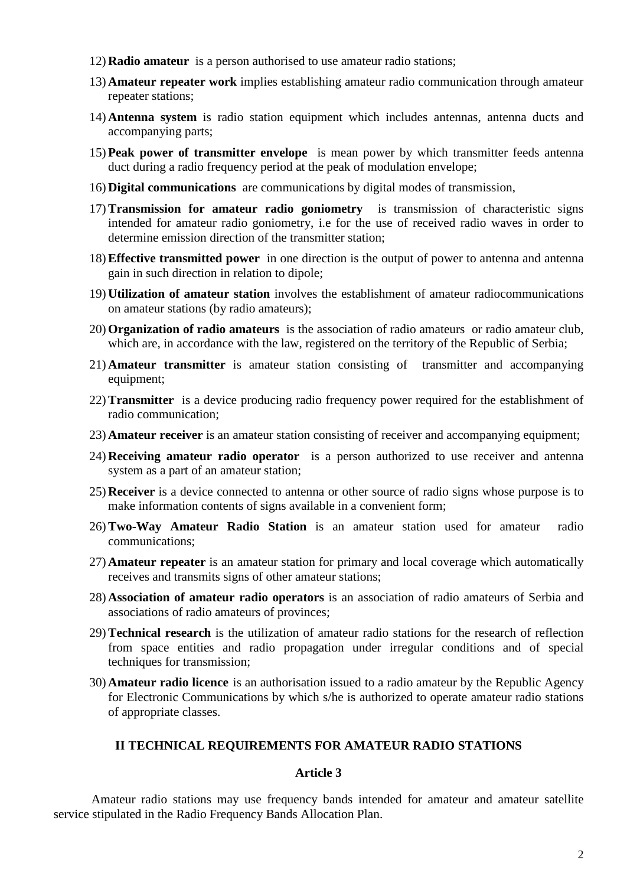12) **Radio amateur** is a person authorised to use amateur radio stations;

13) **Amateur repeater work** implies establishing amateur radio communication through amateur repeater stations;

14) **Antenna system** is radio station equipment which includes antennas, antenna ducts and accompanying parts;

15) **Peak power of transmitter envelope** is mean power by which transmitter feeds antenna duct during a radio frequency period at the peak of modulation envelope;

16) **Digital communications** are communications by digital modes of transmission,

17) **Transmission for amateur radio goniometry** is transmission of characteristic signs intended for amateur radio goniometry, i.e for the use of received radio waves in order to determine emission direction of the transmitter station;

18) **Effective transmitted power** in one direction is the output of power to antenna and antenna gain in such direction in relation to dipole;

19) **Utilization of amateur station** involves the establishment of amateur radiocommunications on amateur stations (by radio amateurs);

20) **Organization of radio amateurs** is the association of radio amateurs or radio amateur club, which are, in accordance with the law, registered on the territory of the Republic of Serbia;

21) **Amateur transmitter** is amateur station consisting of transmitter and accompanying equipment;

22) **Transmitter** is a device producing radio frequency power required for the establishment of radio communication;

23) **Amateur receiver** is an amateur station consisting of receiver and accompanying equipment;

24) **Receiving amateur radio operator** is a person authorized to use receiver and antenna system as a part of an amateur station;

25) **Receiver** is a device connected to antenna or other source of radio signs whose purpose is to make information contents of signs available in a convenient form;

26) **Two-Way Amateur Radio Station** is an amateur station used for amateur radio communications;

27) **Amateur repeater** is an amateur station for primary and local coverage which automatically receives and transmits signs of other amateur stations;

28) **Association of amateur radio operators** is an association of radio amateurs of Serbia and associations of radio amateurs of provinces;

29) **Technical research** is the utilization of amateur radio stations for the research of reflection from space entities and radio propagation under irregular conditions and of special techniques for transmission;

30) **Amateur radio licence** is an authorisation issued to a radio amateur by the Republic Agency for Electronic Communications by which s/he is authorized to operate amateur radio stations of appropriate classes.

## II TECHNICAL REQUIREMENTS FOR AMATEUR RADIO STATIONS

### Article 3

Amateur radio stations may use frequency bands intended for amateur and amateur satellite service stipulated in the Radio Frequency Bands Allocation Plan.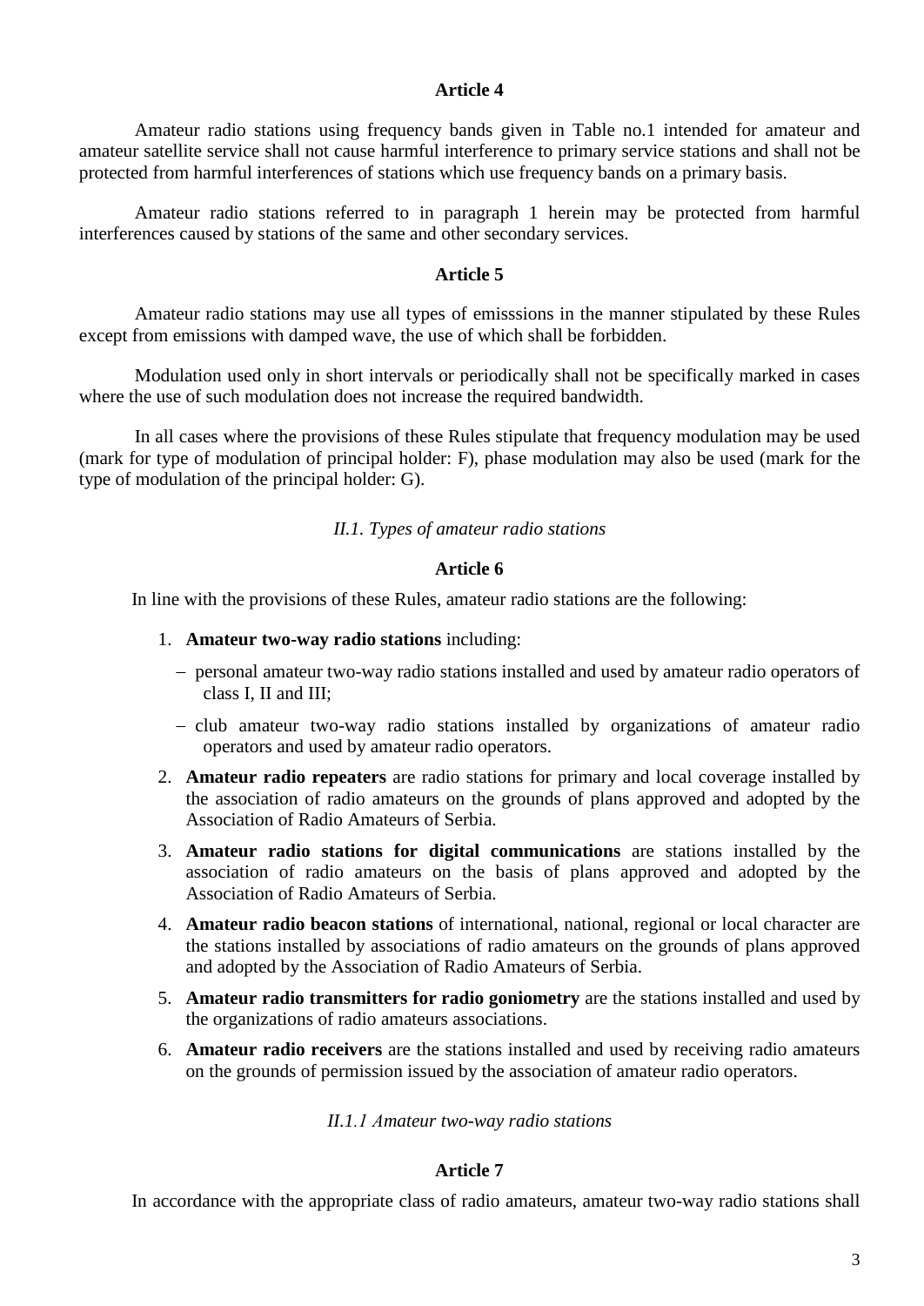**Article 4**

Amateur radio stations using frequency bands given in Table no.1 intended for amateur and amateur satellite service shall not cause harmful interference to primary service stations and shall not be protected from harmful interferences of stations which use frequency bands on a primary basis.

Amateur radio stations referred to in paragraph 1 herein may be protected from harmful interferences caused by stations of the same and other secondary services.

**Article 5**

Amateur radio stations may use all types of emisssions in the manner stipulated by these Rules except from emissions with damped wave, the use of which shall be forbidden.

Modulation used only in short intervals or periodically shall not be specifically marked in cases where the use of such modulation does not increase the required bandwidth.

In all cases where the provisions of these Rules stipulate that frequency modulation may be used (mark for type of modulation of principal holder: F), phase modulation may also be used (mark for the type of modulation of the principal holder: G).

*II.1. Types of amateur radio stations*

**Article 6**

In line with the provisions of these Rules, amateur radio stations are the following:

1. **Amateur two-way radio stations** including:
   - personal amateur two-way radio stations installed and used by amateur radio operators of class I, II and III;
   - club amateur two-way radio stations installed by organizations of amateur radio operators and used by amateur radio operators.
2. **Amateur radio repeaters** are radio stations for primary and local coverage installed by the association of radio amateurs on the grounds of plans approved and adopted by the Association of Radio Amateurs of Serbia.
3. **Amateur radio stations for digital communications** are stations installed by the association of radio amateurs on the basis of plans approved and adopted by the Association of Radio Amateurs of Serbia.
4. **Amateur radio beacon stations** of international, national, regional or local character are the stations installed by associations of radio amateurs on the grounds of plans approved and adopted by the Association of Radio Amateurs of Serbia.
5. **Amateur radio transmitters for radio goniometry** are the stations installed and used by the organizations of radio amateurs associations.
6. **Amateur radio receivers** are the stations installed and used by receiving radio amateurs on the grounds of permission issued by the association of amateur radio operators.

*II.1.1 Amateur two-way radio stations*

**Article 7**

In accordance with the appropriate class of radio amateurs, amateur two-way radio stations shall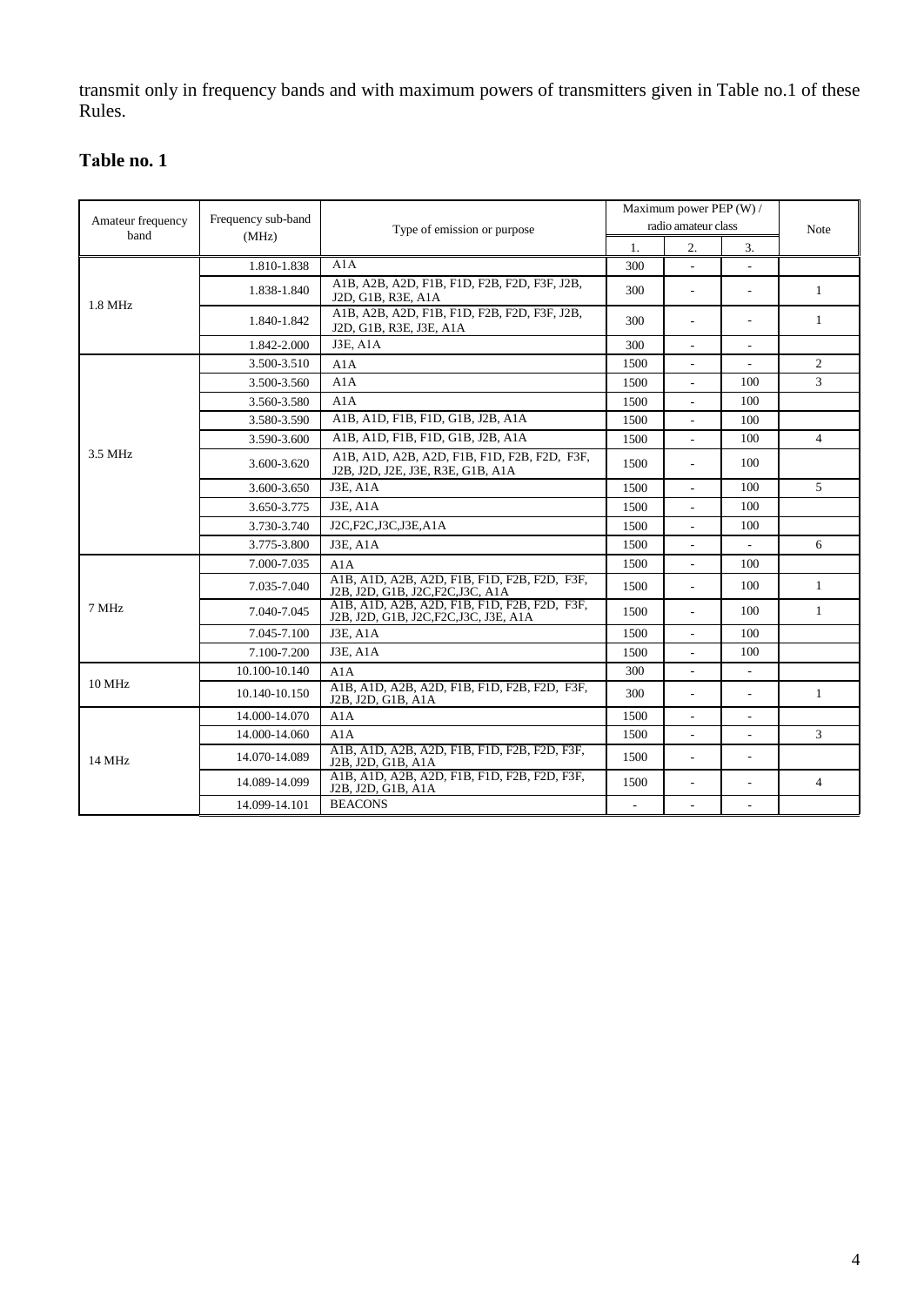transmit only in frequency bands and with maximum powers of transmitters given in Table no.1 of these Rules.

## Table no. 1

| Amateur frequency band | Frequency sub-band (MHz) | Type of emission or purpose | Maximum power PEP (W) / radio amateur class | | | Note |
|---|---|---|---|---|---|---|
| | | | 1. | 2. | 3. | |
| 1.8 MHz | 1.810-1.838 | A1A | 300 | - | - | |
| | 1.838-1.840 | A1B, A2B, A2D, F1B, F1D, F2B, F2D, F3F, J2B, J2D, G1B, R3E, A1A | 300 | - | - | 1 |
| | 1.840-1.842 | A1B, A2B, A2D, F1B, F1D, F2B, F2D, F3F, J2B, J2D, G1B, R3E, J3E, A1A | 300 | - | - | 1 |
| | 1.842-2.000 | J3E, A1A | 300 | - | - | |
| 3.5 MHz | 3.500-3.510 | A1A | 1500 | - | - | 2 |
| | 3.500-3.560 | A1A | 1500 | - | 100 | 3 |
| | 3.560-3.580 | A1A | 1500 | - | 100 | |
| | 3.580-3.590 | A1B, A1D, F1B, F1D, G1B, J2B, A1A | 1500 | - | 100 | |
| | 3.590-3.600 | A1B, A1D, F1B, F1D, G1B, J2B, A1A | 1500 | - | 100 | 4 |
| | 3.600-3.620 | A1B, A1D, A2B, A2D, F1B, F1D, F2B, F2D, F3F, J2B, J2D, J2E, J3E, R3E, G1B, A1A | 1500 | - | 100 | |
| | 3.600-3.650 | J3E, A1A | 1500 | - | 100 | 5 |
| | 3.650-3.775 | J3E, A1A | 1500 | - | 100 | |
| | 3.730-3.740 | J2C,F2C,J3C,J3E,A1A | 1500 | - | 100 | |
| | 3.775-3.800 | J3E, A1A | 1500 | - | - | 6 |
| 7 MHz | 7.000-7.035 | A1A | 1500 | - | 100 | |
| | 7.035-7.040 | A1B, A1D, A2B, A2D, F1B, F1D, F2B, F2D, F3F, J2B, J2D, G1B, J2C,F2C,J3C, A1A | 1500 | - | 100 | 1 |
| | 7.040-7.045 | A1B, A1D, A2B, A2D, F1B, F1D, F2B, F2D, F3F, J2B, J2D, G1B, J2C,F2C,J3C, J3E, A1A | 1500 | - | 100 | 1 |
| | 7.045-7.100 | J3E, A1A | 1500 | - | 100 | |
| | 7.100-7.200 | J3E, A1A | 1500 | - | 100 | |
| 10 MHz | 10.100-10.140 | A1A | 300 | - | - | |
| | 10.140-10.150 | A1B, A1D, A2B, A2D, F1B, F1D, F2B, F2D, F3F, J2B, J2D, G1B, A1A | 300 | - | - | 1 |
| 14 MHz | 14.000-14.070 | A1A | 1500 | - | - | |
| | 14.000-14.060 | A1A | 1500 | - | - | 3 |
| | 14.070-14.089 | A1B, A1D, A2B, A2D, F1B, F1D, F2B, F2D, F3F, J2B, J2D, G1B, A1A | 1500 | - | - | |
| | 14.089-14.099 | A1B, A1D, A2B, A2D, F1B, F1D, F2B, F2D, F3F, J2B, J2D, G1B, A1A | 1500 | - | - | 4 |
| | 14.099-14.101 | BEACONS | - | - | - | |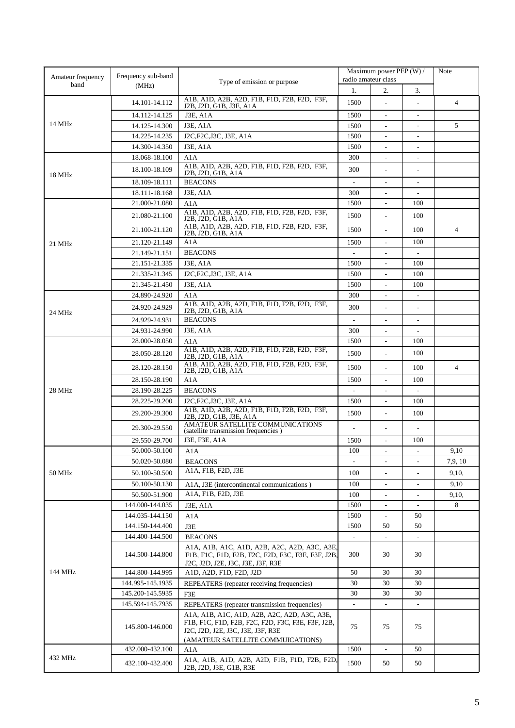| Amateur frequency band | Frequency sub-band (MHz) | Type of emission or purpose | Maximum power PEP (W) / radio amateur class | | | Note |
|---|---|---|---|---|---|---|
| | | | 1. | 2. | 3. | |
| 14 MHz | 14.101-14.112 | A1B, A1D, A2B, A2D, F1B, F1D, F2B, F2D, F3F, J2B, J2D, G1B, J3E, A1A | 1500 | - | - | 4 |
| | 14.112-14.125 | J3E, A1A | 1500 | - | - | |
| | 14.125-14.300 | J3E, A1A | 1500 | - | - | 5 |
| | 14.225-14.235 | J2C,F2C,J3C, J3E, A1A | 1500 | - | - | |
| | 14.300-14.350 | J3E, A1A | 1500 | - | - | |
| 18 MHz | 18.068-18.100 | A1A | 300 | - | - | |
| | 18.100-18.109 | A1B, A1D, A2B, A2D, F1B, F1D, F2B, F2D, F3F, J2B, J2D, G1B, A1A | 300 | - | - | |
| | 18.109-18.111 | BEACONS | - | - | - | |
| | 18.111-18.168 | J3E, A1A | 300 | - | - | |
| 21 MHz | 21.000-21.080 | A1A | 1500 | - | 100 | |
| | 21.080-21.100 | A1B, A1D, A2B, A2D, F1B, F1D, F2B, F2D, F3F, J2B, J2D, G1B, A1A | 1500 | - | 100 | |
| | 21.100-21.120 | A1B, A1D, A2B, A2D, F1B, F1D, F2B, F2D, F3F, J2B, J2D, G1B, A1A | 1500 | - | 100 | 4 |
| | 21.120-21.149 | A1A | 1500 | - | 100 | |
| | 21.149-21.151 | BEACONS | - | - | - | |
| | 21.151-21.335 | J3E, A1A | 1500 | - | 100 | |
| | 21.335-21.345 | J2C,F2C,J3C, J3E, A1A | 1500 | - | 100 | |
| | 21.345-21.450 | J3E, A1A | 1500 | - | 100 | |
| 24 MHz | 24.890-24.920 | A1A | 300 | - | - | |
| | 24.920-24.929 | A1B, A1D, A2B, A2D, F1B, F1D, F2B, F2D, F3F, J2B, J2D, G1B, A1A | 300 | - | - | |
| | 24.929-24.931 | BEACONS | - | - | - | |
| | 24.931-24.990 | J3E, A1A | 300 | - | - | |
| 28 MHz | 28.000-28.050 | A1A | 1500 | - | 100 | |
| | 28.050-28.120 | A1B, A1D, A2B, A2D, F1B, F1D, F2B, F2D, F3F, J2B, J2D, G1B, A1A | 1500 | - | 100 | |
| | 28.120-28.150 | A1B, A1D, A2B, A2D, F1B, F1D, F2B, F2D, F3F, J2B, J2D, G1B, A1A | 1500 | - | 100 | 4 |
| | 28.150-28.190 | A1A | 1500 | - | 100 | |
| | 28.190-28.225 | BEACONS | - | - | - | |
| | 28.225-29.200 | J2C,F2C,J3C, J3E, A1A | 1500 | - | 100 | |
| | 29.200-29.300 | A1B, A1D, A2B, A2D, F1B, F1D, F2B, F2D, F3F, J2B, J2D, G1B, J3E, A1A | 1500 | - | 100 | |
| | 29.300-29.550 | AMATEUR SATELLITE COMMUNICATIONS (satellite transmission frequencies ) | - | - | - | |
| | 29.550-29.700 | J3E, F3E, A1A | 1500 | - | 100 | |
| 50 MHz | 50.000-50.100 | A1A | 100 | - | - | 9,10 |
| | 50.020-50.080 | BEACONS | - | - | - | 7,9, 10 |
| | 50.100-50.500 | A1A, F1B, F2D, J3E | 100 | - | - | 9,10, |
| | 50.100-50.130 | A1A, J3E (intercontinental communications ) | 100 | - | - | 9,10 |
| | 50.500-51.900 | A1A, F1B, F2D, J3E | 100 | - | - | 9,10, |
| 144 MHz | 144.000-144.035 | J3E, A1A | 1500 | - | - | 8 |
| | 144.035-144.150 | A1A | 1500 | - | 50 | |
| | 144.150-144.400 | J3E | 1500 | 50 | 50 | |
| | 144.400-144.500 | BEACONS | - | - | - | |
| | 144.500-144.800 | A1A, A1B, A1C, A1D, A2B, A2C, A2D, A3C, A3E, F1B, F1C, F1D, F2B, F2C, F2D, F3C, F3E, F3F, J2B, J2C, J2D, J2E, J3C, J3E, J3F, R3E | 300 | 30 | 30 | |
| | 144.800-144.995 | A1D, A2D, F1D, F2D, J2D | 50 | 30 | 30 | |
| | 144.995-145.1935 | REPEATERS (repeater receiving frequencies) | 30 | 30 | 30 | |
| | 145.200-145.5935 | F3E | 30 | 30 | 30 | |
| | 145.594-145.7935 | REPEATERS (repeater transmission frequencies) | - | - | - | |
| | 145.800-146.000 | A1A, A1B, A1C, A1D, A2B, A2C, A2D, A3C, A3E, F1B, F1C, F1D, F2B, F2C, F2D, F3C, F3E, F3F, J2B, J2C, J2D, J2E, J3C, J3E, J3F, R3E (AMATEUR SATELLITE COMMUICATIONS) | 75 | 75 | 75 | |
| 432 MHz | 432.000-432.100 | A1A | 1500 | - | 50 | |
| | 432.100-432.400 | A1A, A1B, A1D, A2B, A2D, F1B, F1D, F2B, F2D, J2B, J2D, J3E, G1B, R3E | 1500 | 50 | 50 | |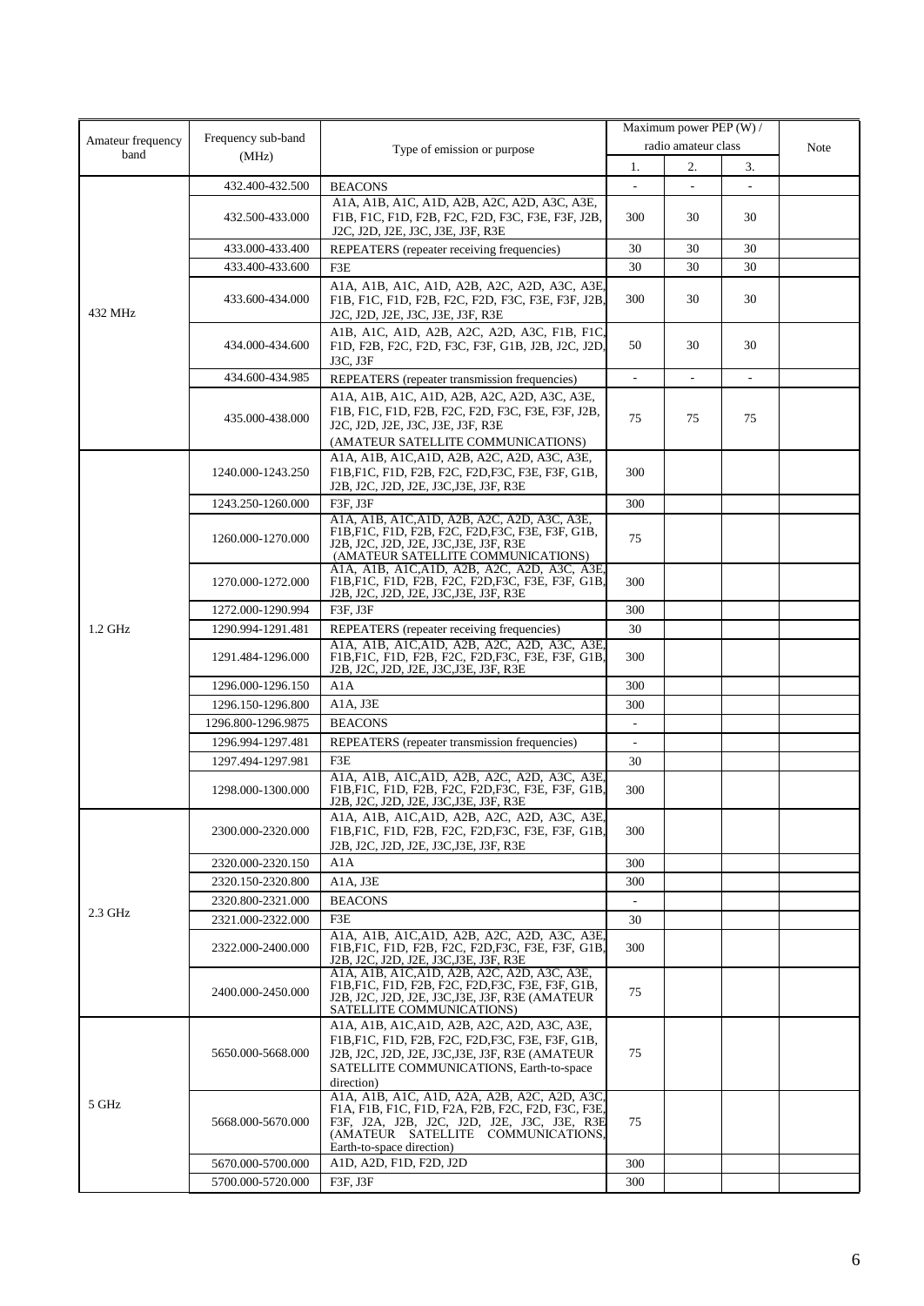| Amateur frequency band | Frequency sub-band (MHz) | Type of emission or purpose | Maximum power PEP (W) / radio amateur class | | | Note |
|---|---|---|---|---|---|---|
| | | | 1. | 2. | 3. | |
| 432 MHz | 432.400-432.500 | BEACONS | - | - | - | |
| | 432.500-433.000 | A1A, A1B, A1C, A1D, A2B, A2C, A2D, A3C, A3E, F1B, F1C, F1D, F2B, F2C, F2D, F3C, F3E, F3F, J2B, J2C, J2D, J2E, J3C, J3E, J3F, R3E | 300 | 30 | 30 | |
| | 433.000-433.400 | REPEATERS (repeater receiving frequencies) | 30 | 30 | 30 | |
| | 433.400-433.600 | F3E | 30 | 30 | 30 | |
| | 433.600-434.000 | A1A, A1B, A1C, A1D, A2B, A2C, A2D, A3C, A3E, F1B, F1C, F1D, F2B, F2C, F2D, F3C, F3E, F3F, J2B, J2C, J2D, J2E, J3C, J3E, J3F, R3E | 300 | 30 | 30 | |
| | 434.000-434.600 | A1B, A1C, A1D, A2B, A2C, A2D, A3C, F1B, F1C, F1D, F2B, F2C, F2D, F3C, F3F, G1B, J2B, J2C, J2D, J3C, J3F | 50 | 30 | 30 | |
| | 434.600-434.985 | REPEATERS (repeater transmission frequencies) | - | - | - | |
| | 435.000-438.000 | A1A, A1B, A1C, A1D, A2B, A2C, A2D, A3C, A3E, F1B, F1C, F1D, F2B, F2C, F2D, F3C, F3E, F3F, J2B, J2C, J2D, J2E, J3C, J3E, J3F, R3E (AMATEUR SATELLITE COMMUNICATIONS) | 75 | 75 | 75 | |
| 1.2 GHz | 1240.000-1243.250 | A1A, A1B, A1C,A1D, A2B, A2C, A2D, A3C, A3E, F1B,F1C, F1D, F2B, F2C, F2D,F3C, F3E, F3F, G1B, J2B, J2C, J2D, J2E, J3C,J3E, J3F, R3E | 300 | | | |
| | 1243.250-1260.000 | F3F, J3F | 300 | | | |
| | 1260.000-1270.000 | A1A, A1B, A1C,A1D, A2B, A2C, A2D, A3C, A3E, F1B,F1C, F1D, F2B, F2C, F2D,F3C, F3E, F3F, G1B, J2B, J2C, J2D, J2E, J3C,J3E, J3F, R3E (AMATEUR SATELLITE COMMUNICATIONS) | 75 | | | |
| | 1270.000-1272.000 | A1A, A1B, A1C,A1D, A2B, A2C, A2D, A3C, A3E, F1B,F1C, F1D, F2B, F2C, F2D,F3C, F3E, F3F, G1B, J2B, J2C, J2D, J2E, J3C,J3E, J3F, R3E | 300 | | | |
| | 1272.000-1290.994 | F3F, J3F | 300 | | | |
| | 1290.994-1291.481 | REPEATERS (repeater receiving frequencies) | 30 | | | |
| | 1291.484-1296.000 | A1A, A1B, A1C,A1D, A2B, A2C, A2D, A3C, A3E, F1B,F1C, F1D, F2B, F2C, F2D,F3C, F3E, F3F, G1B, J2B, J2C, J2D, J2E, J3C,J3E, J3F, R3E | 300 | | | |
| | 1296.000-1296.150 | A1A | 300 | | | |
| | 1296.150-1296.800 | A1A, J3E | 300 | | | |
| | 1296.800-1296.9875 | BEACONS | - | | | |
| | 1296.994-1297.481 | REPEATERS (repeater transmission frequencies) | - | | | |
| | 1297.494-1297.981 | F3E | 30 | | | |
| | 1298.000-1300.000 | A1A, A1B, A1C,A1D, A2B, A2C, A2D, A3C, A3E, F1B,F1C, F1D, F2B, F2C, F2D,F3C, F3E, F3F, G1B, J2B, J2C, J2D, J2E, J3C,J3E, J3F, R3E | 300 | | | |
| 2.3 GHz | 2300.000-2320.000 | A1A, A1B, A1C,A1D, A2B, A2C, A2D, A3C, A3E, F1B,F1C, F1D, F2B, F2C, F2D,F3C, F3E, F3F, G1B, J2B, J2C, J2D, J2E, J3C,J3E, J3F, R3E | 300 | | | |
| | 2320.000-2320.150 | A1A | 300 | | | |
| | 2320.150-2320.800 | A1A, J3E | 300 | | | |
| | 2320.800-2321.000 | BEACONS | - | | | |
| | 2321.000-2322.000 | F3E | 30 | | | |
| | 2322.000-2400.000 | A1A, A1B, A1C,A1D, A2B, A2C, A2D, A3C, A3E, F1B,F1C, F1D, F2B, F2C, F2D,F3C, F3E, F3F, G1B, J2B, J2C, J2D, J2E, J3C,J3E, J3F, R3E | 300 | | | |
| | 2400.000-2450.000 | A1A, A1B, A1C,A1D, A2B, A2C, A2D, A3C, A3E, F1B,F1C, F1D, F2B, F2C, F2D,F3C, F3E, F3F, G1B, J2B, J2C, J2D, J2E, J3C,J3E, J3F, R3E (AMATEUR SATELLITE COMMUNICATIONS) | 75 | | | |
| 5 GHz | 5650.000-5668.000 | A1A, A1B, A1C,A1D, A2B, A2C, A2D, A3C, A3E, F1B,F1C, F1D, F2B, F2C, F2D,F3C, F3E, F3F, G1B, J2B, J2C, J2D, J2E, J3C,J3E, J3F, R3E (AMATEUR SATELLITE COMMUNICATIONS, Earth-to-space direction) | 75 | | | |
| | 5668.000-5670.000 | A1A, A1B, A1C, A1D, A2A, A2B, A2C, A2D, A3C, F1A, F1B, F1C, F1D, F2A, F2B, F2C, F2D, F3C, F3E, F3F, J2A, J2B, J2C, J2D, J2E, J3C, J3E, R3E (AMATEUR SATELLITE COMMUNICATIONS, Earth-to-space direction) | 75 | | | |
| | 5670.000-5700.000 | A1D, A2D, F1D, F2D, J2D | 300 | | | |
| | 5700.000-5720.000 | F3F, J3F | 300 | | | |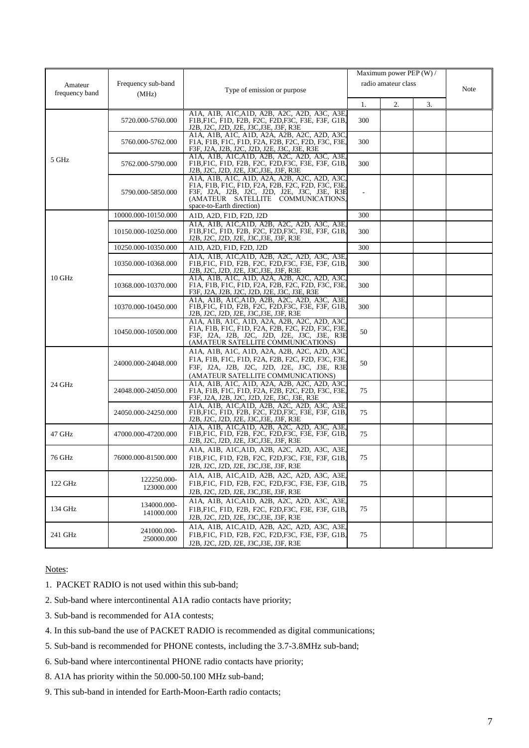| Amateur frequency band | Frequency sub-band (MHz) | Type of emission or purpose | Maximum power PEP (W) / radio amateur class | | | Note |
|---|---|---|---|---|---|---|
| | | | 1. | 2. | 3. | |
| 5 GHz | 5720.000-5760.000 | A1A, A1B, A1C,A1D, A2B, A2C, A2D, A3C, A3E, F1B,F1C, F1D, F2B, F2C, F2D,F3C, F3E, F3F, G1B, J2B, J2C, J2D, J2E, J3C,J3E, J3F, R3E | 300 | | | |
| | 5760.000-5762.000 | A1A, A1B, A1C, A1D, A2A, A2B, A2C, A2D, A3C, F1A, F1B, F1C, F1D, F2A, F2B, F2C, F2D, F3C, F3E, F3F, J2A, J2B, J2C, J2D, J2E, J3C, J3E, R3E | 300 | | | |
| | 5762.000-5790.000 | A1A, A1B, A1C,A1D, A2B, A2C, A2D, A3C, A3E, F1B,F1C, F1D, F2B, F2C, F2D,F3C, F3E, F3F, G1B, J2B, J2C, J2D, J2E, J3C,J3E, J3F, R3E | 300 | | | |
| | 5790.000-5850.000 | A1A, A1B, A1C, A1D, A2A, A2B, A2C, A2D, A3C, F1A, F1B, F1C, F1D, F2A, F2B, F2C, F2D, F3C, F3E, F3F, J2A, J2B, J2C, J2D, J2E, J3C, J3E, R3E (AMATEUR SATELLITE COMMUNICATIONS, space-to-Earth direction) | - | | | |
| 10 GHz | 10000.000-10150.000 | A1D, A2D, F1D, F2D, J2D | 300 | | | |
| | 10150.000-10250.000 | A1A, A1B, A1C,A1D, A2B, A2C, A2D, A3C, A3E, F1B,F1C, F1D, F2B, F2C, F2D,F3C, F3E, F3F, G1B, J2B, J2C, J2D, J2E, J3C,J3E, J3F, R3E | 300 | | | |
| | 10250.000-10350.000 | A1D, A2D, F1D, F2D, J2D | 300 | | | |
| | 10350.000-10368.000 | A1A, A1B, A1C,A1D, A2B, A2C, A2D, A3C, A3E, F1B,F1C, F1D, F2B, F2C, F2D,F3C, F3E, F3F, G1B, J2B, J2C, J2D, J2E, J3C,J3E, J3F, R3E | 300 | | | |
| | 10368.000-10370.000 | A1A, A1B, A1C, A1D, A2A, A2B, A2C, A2D, A3C, F1A, F1B, F1C, F1D, F2A, F2B, F2C, F2D, F3C, F3E, F3F, J2A, J2B, J2C, J2D, J2E, J3C, J3E, R3E | 300 | | | |
| | 10370.000-10450.000 | A1A, A1B, A1C,A1D, A2B, A2C, A2D, A3C, A3E, F1B,F1C, F1D, F2B, F2C, F2D,F3C, F3E, F3F, G1B, J2B, J2C, J2D, J2E, J3C,J3E, J3F, R3E | 300 | | | |
| | 10450.000-10500.000 | A1A, A1B, A1C, A1D, A2A, A2B, A2C, A2D, A3C, F1A, F1B, F1C, F1D, F2A, F2B, F2C, F2D, F3C, F3E, F3F, J2A, J2B, J2C, J2D, J2E, J3C, J3E, R3E (AMATEUR SATELLITE COMMUNICATIONS) | 50 | | | |
| 24 GHz | 24000.000-24048.000 | A1A, A1B, A1C, A1D, A2A, A2B, A2C, A2D, A3C, F1A, F1B, F1C, F1D, F2A, F2B, F2C, F2D, F3C, F3E, F3F, J2A, J2B, J2C, J2D, J2E, J3C, J3E, R3E (AMATEUR SATELLITE COMMUNICATIONS) | 50 | | | |
| | 24048.000-24050.000 | A1A, A1B, A1C, A1D, A2A, A2B, A2C, A2D, A3C, F1A, F1B, F1C, F1D, F2A, F2B, F2C, F2D, F3C, F3E, F3F, J2A, J2B, J2C, J2D, J2E, J3C, J3E, R3E | 75 | | | |
| | 24050.000-24250.000 | A1A, A1B, A1C,A1D, A2B, A2C, A2D, A3C, A3E, F1B,F1C, F1D, F2B, F2C, F2D,F3C, F3E, F3F, G1B, J2B, J2C, J2D, J2E, J3C,J3E, J3F, R3E | 75 | | | |
| 47 GHz | 47000.000-47200.000 | A1A, A1B, A1C,A1D, A2B, A2C, A2D, A3C, A3E, F1B,F1C, F1D, F2B, F2C, F2D,F3C, F3E, F3F, G1B, J2B, J2C, J2D, J2E, J3C,J3E, J3F, R3E | 75 | | | |
| 76 GHz | 76000.000-81500.000 | A1A, A1B, A1C,A1D, A2B, A2C, A2D, A3C, A3E, F1B,F1C, F1D, F2B, F2C, F2D,F3C, F3E, F3F, G1B, J2B, J2C, J2D, J2E, J3C,J3E, J3F, R3E | 75 | | | |
| 122 GHz | 122250.000-123000.000 | A1A, A1B, A1C,A1D, A2B, A2C, A2D, A3C, A3E, F1B,F1C, F1D, F2B, F2C, F2D,F3C, F3E, F3F, G1B, J2B, J2C, J2D, J2E, J3C,J3E, J3F, R3E | 75 | | | |
| 134 GHz | 134000.000-141000.000 | A1A, A1B, A1C,A1D, A2B, A2C, A2D, A3C, A3E, F1B,F1C, F1D, F2B, F2C, F2D,F3C, F3E, F3F, G1B, J2B, J2C, J2D, J2E, J3C,J3E, J3F, R3E | 75 | | | |
| 241 GHz | 241000.000-250000.000 | A1A, A1B, A1C,A1D, A2B, A2C, A2D, A3C, A3E, F1B,F1C, F1D, F2B, F2C, F2D,F3C, F3E, F3F, G1B, J2B, J2C, J2D, J2E, J3C,J3E, J3F, R3E | 75 | | | |

Notes:

1. PACKET RADIO is not used within this sub-band;
2. Sub-band where intercontinental A1A radio contacts have priority;
3. Sub-band is recommended for A1A contests;
4. In this sub-band the use of PACKET RADIO is recommended as digital communications;
5. Sub-band is recommended for PHONE contests, including the 3.7-3.8MHz sub-band;
6. Sub-band where intercontinental PHONE radio contacts have priority;
8. A1A has priority within the 50.000-50.100 MHz sub-band;
9. This sub-band in intended for Earth-Moon-Earth radio contacts;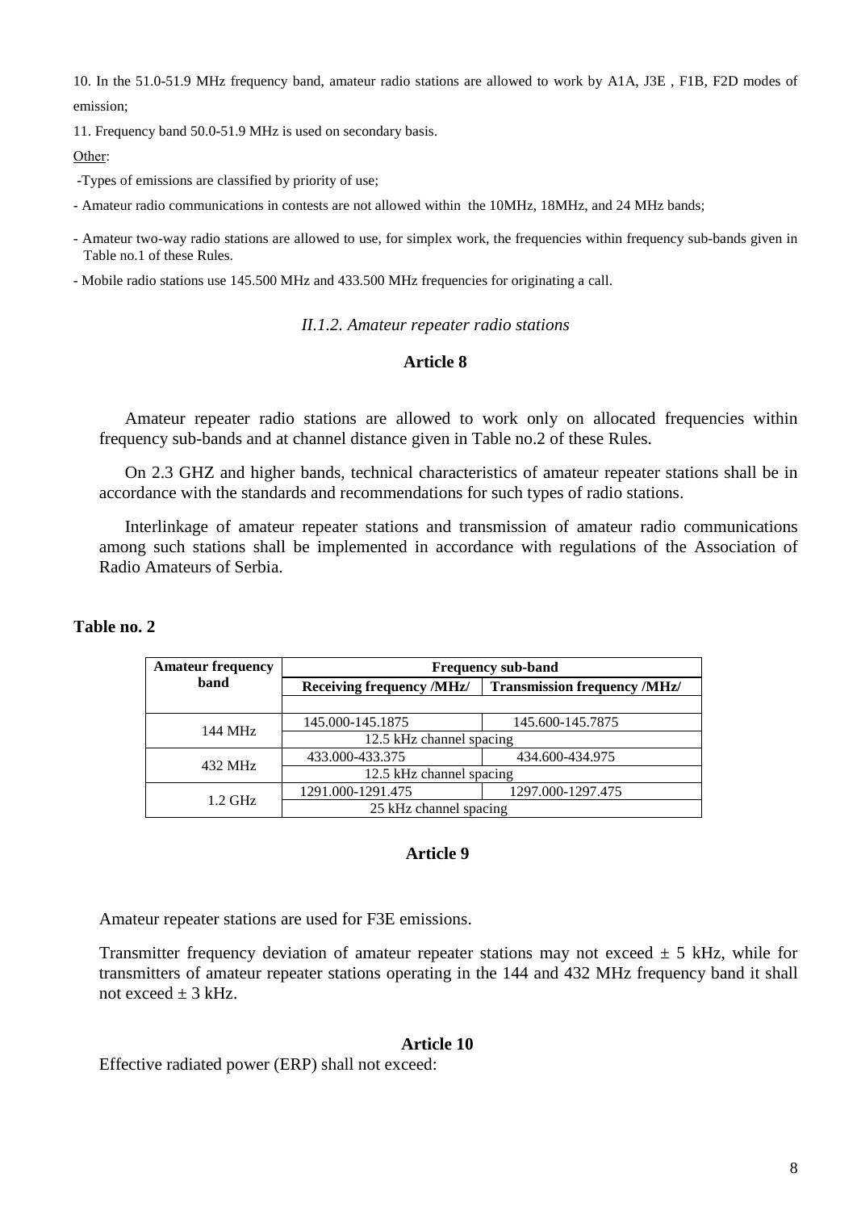10. In the 51.0-51.9 MHz frequency band, amateur radio stations are allowed to work by A1A, J3E , F1B, F2D modes of emission;

11. Frequency band 50.0-51.9 MHz is used on secondary basis.

Other:

-Types of emissions are classified by priority of use;

- Amateur radio communications in contests are not allowed within the 10MHz, 18MHz, and 24 MHz bands;

- Amateur two-way radio stations are allowed to use, for simplex work, the frequencies within frequency sub-bands given in Table no.1 of these Rules.

- Mobile radio stations use 145.500 MHz and 433.500 MHz frequencies for originating a call.

*II.1.2. Amateur repeater radio stations*

**Article 8**

Amateur repeater radio stations are allowed to work only on allocated frequencies within frequency sub-bands and at channel distance given in Table no.2 of these Rules.

On 2.3 GHZ and higher bands, technical characteristics of amateur repeater stations shall be in accordance with the standards and recommendations for such types of radio stations.

Interlinkage of amateur repeater stations and transmission of amateur radio communications among such stations shall be implemented in accordance with regulations of the Association of Radio Amateurs of Serbia.

**Table no. 2**

| Amateur frequency band | Frequency sub-band | |
|---|---|---|
| | Receiving frequency /MHz/ | Transmission frequency /MHz/ |
| 144 MHz | 145.000-145.1875 | 145.600-145.7875 |
| | 12.5 kHz channel spacing | |
| 432 MHz | 433.000-433.375 | 434.600-434.975 |
| | 12.5 kHz channel spacing | |
| 1.2 GHz | 1291.000-1291.475 | 1297.000-1297.475 |
| | 25 kHz channel spacing | |

**Article 9**

Amateur repeater stations are used for F3E emissions.

Transmitter frequency deviation of amateur repeater stations may not exceed ± 5 kHz, while for transmitters of amateur repeater stations operating in the 144 and 432 MHz frequency band it shall not exceed ± 3 kHz.

**Article 10**

Effective radiated power (ERP) shall not exceed: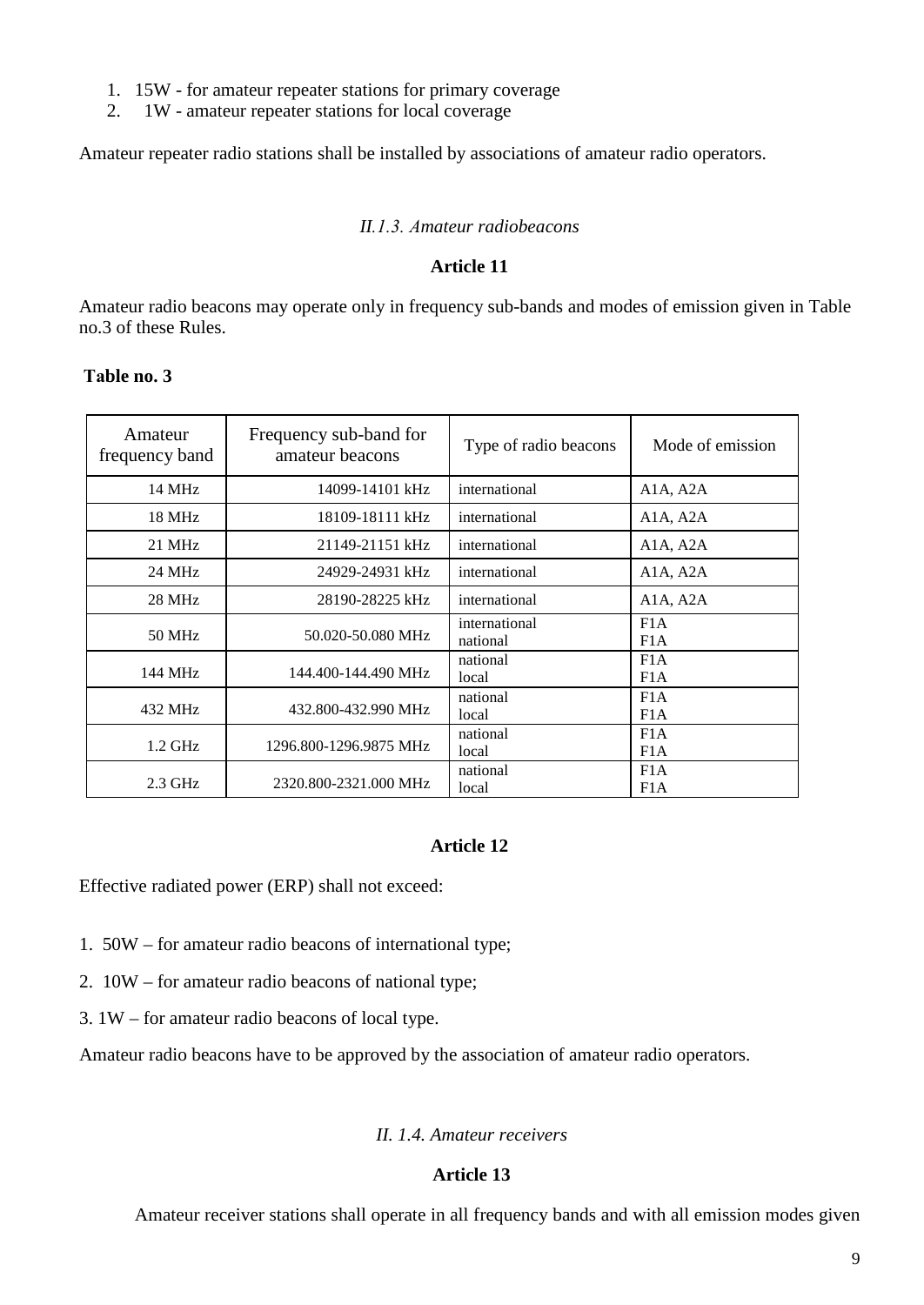1. 15W - for amateur repeater stations for primary coverage
2. 1W - amateur repeater stations for local coverage

Amateur repeater radio stations shall be installed by associations of amateur radio operators.

### *II.1.3. Amateur radiobeacons*

#### Article 11

Amateur radio beacons may operate only in frequency sub-bands and modes of emission given in Table no.3 of these Rules.

**Table no. 3**

| Amateur frequency band | Frequency sub-band for amateur beacons | Type of radio beacons | Mode of emission |
|---|---|---|---|
| 14 MHz | 14099-14101 kHz | international | A1A, A2A |
| 18 MHz | 18109-18111 kHz | international | A1A, A2A |
| 21 MHz | 21149-21151 kHz | international | A1A, A2A |
| 24 MHz | 24929-24931 kHz | international | A1A, A2A |
| 28 MHz | 28190-28225 kHz | international | A1A, A2A |
| 50 MHz | 50.020-50.080 MHz | international<br>national | F1A<br>F1A |
| 144 MHz | 144.400-144.490 MHz | national<br>local | F1A<br>F1A |
| 432 MHz | 432.800-432.990 MHz | national<br>local | F1A<br>F1A |
| 1.2 GHz | 1296.800-1296.9875 MHz | national<br>local | F1A<br>F1A |
| 2.3 GHz | 2320.800-2321.000 MHz | national<br>local | F1A<br>F1A |

#### Article 12

Effective radiated power (ERP) shall not exceed:

1. 50W – for amateur radio beacons of international type;
2. 10W – for amateur radio beacons of national type;
3. 1W – for amateur radio beacons of local type.

Amateur radio beacons have to be approved by the association of amateur radio operators.

### *II. 1.4. Amateur receivers*

#### Article 13

Amateur receiver stations shall operate in all frequency bands and with all emission modes given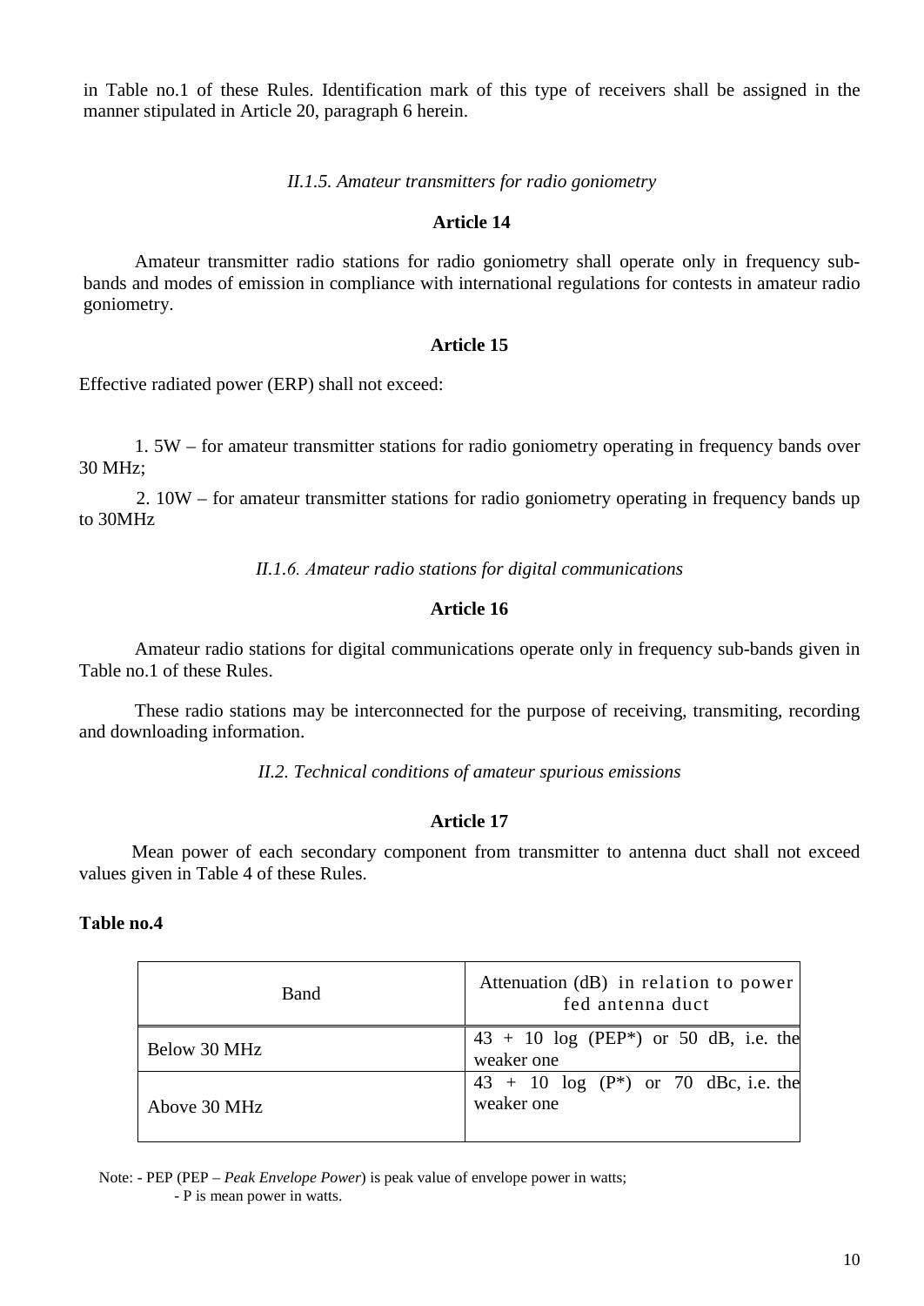in Table no.1 of these Rules. Identification mark of this type of receivers shall be assigned in the manner stipulated in Article 20, paragraph 6 herein.

*II.1.5. Amateur transmitters for radio goniometry*

**Article 14**

Amateur transmitter radio stations for radio goniometry shall operate only in frequency sub-bands and modes of emission in compliance with international regulations for contests in amateur radio goniometry.

**Article 15**

Effective radiated power (ERP) shall not exceed:

1. 5W – for amateur transmitter stations for radio goniometry operating in frequency bands over 30 MHz;

2. 10W – for amateur transmitter stations for radio goniometry operating in frequency bands up to 30MHz

*II.1.6. Amateur radio stations for digital communications*

**Article 16**

Amateur radio stations for digital communications operate only in frequency sub-bands given in Table no.1 of these Rules.

These radio stations may be interconnected for the purpose of receiving, transmiting, recording and downloading information.

*II.2. Technical conditions of amateur spurious emissions*

**Article 17**

Mean power of each secondary component from transmitter to antenna duct shall not exceed values given in Table 4 of these Rules.

**Table no.4**

| Band | Attenuation (dB) in relation to power fed antenna duct |
|---|---|
| Below 30 MHz | 43 + 10 log (PEP*) or 50 dB, i.e. the weaker one |
| Above 30 MHz | 43 + 10 log (P*) or 70 dBc, i.e. the weaker one |

Note: - PEP (PEP – *Peak Envelope Power*) is peak value of envelope power in watts;
- P is mean power in watts.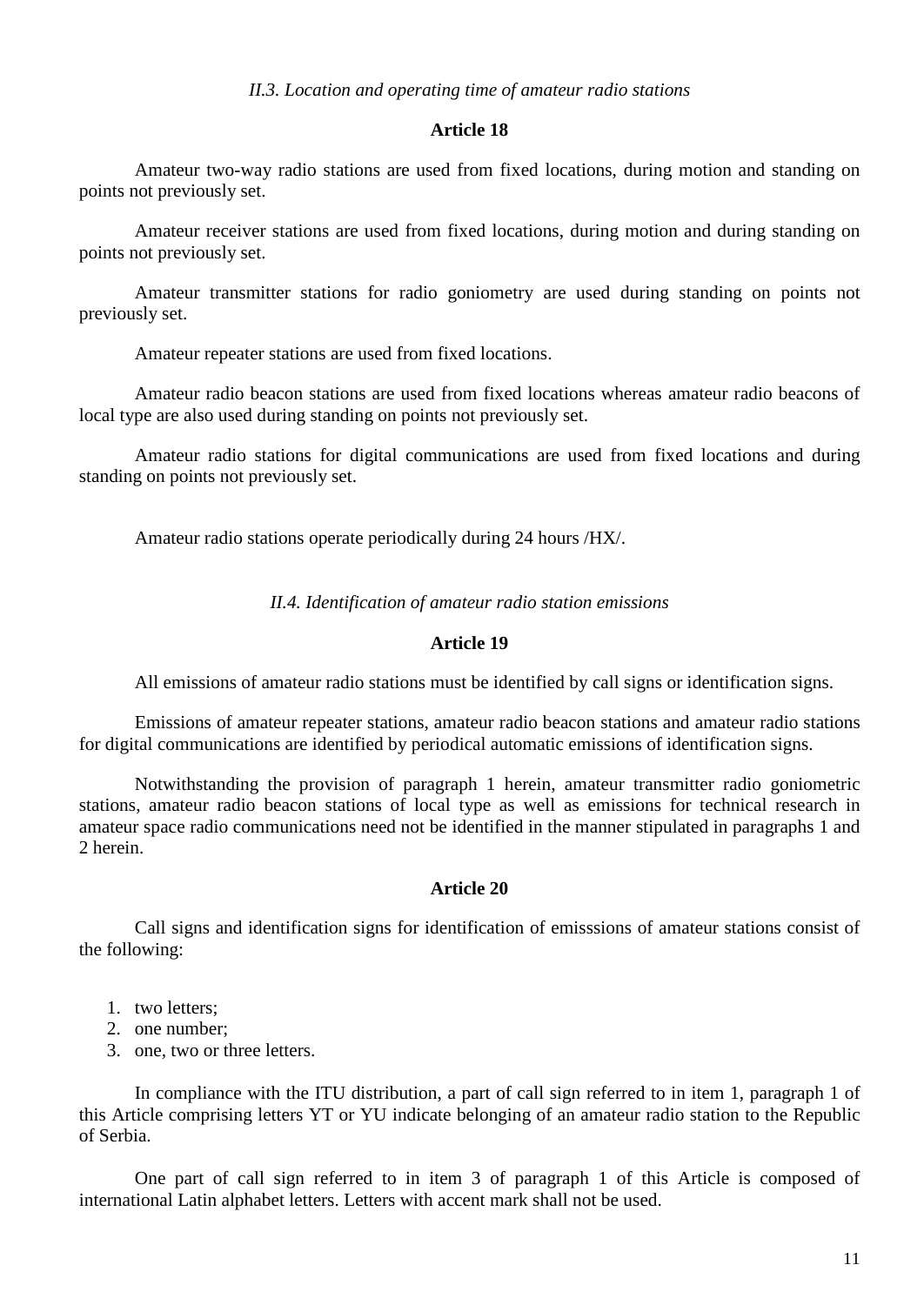*II.3. Location and operating time of amateur radio stations*

**Article 18**

Amateur two-way radio stations are used from fixed locations, during motion and standing on points not previously set.

Amateur receiver stations are used from fixed locations, during motion and during standing on points not previously set.

Amateur transmitter stations for radio goniometry are used during standing on points not previously set.

Amateur repeater stations are used from fixed locations.

Amateur radio beacon stations are used from fixed locations whereas amateur radio beacons of local type are also used during standing on points not previously set.

Amateur radio stations for digital communications are used from fixed locations and during standing on points not previously set.

Amateur radio stations operate periodically during 24 hours /HX/.

*II.4. Identification of amateur radio station emissions*

**Article 19**

All emissions of amateur radio stations must be identified by call signs or identification signs.

Emissions of amateur repeater stations, amateur radio beacon stations and amateur radio stations for digital communications are identified by periodical automatic emissions of identification signs.

Notwithstanding the provision of paragraph 1 herein, amateur transmitter radio goniometric stations, amateur radio beacon stations of local type as well as emissions for technical research in amateur space radio communications need not be identified in the manner stipulated in paragraphs 1 and 2 herein.

**Article 20**

Call signs and identification signs for identification of emisssions of amateur stations consist of the following:

1. two letters;
2. one number;
3. one, two or three letters.

In compliance with the ITU distribution, a part of call sign referred to in item 1, paragraph 1 of this Article comprising letters YT or YU indicate belonging of an amateur radio station to the Republic of Serbia.

One part of call sign referred to in item 3 of paragraph 1 of this Article is composed of international Latin alphabet letters. Letters with accent mark shall not be used.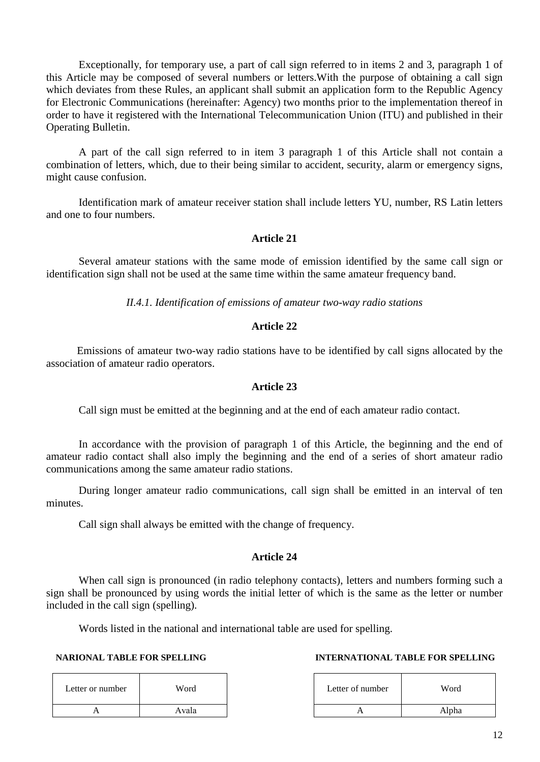Exceptionally, for temporary use, a part of call sign referred to in items 2 and 3, paragraph 1 of this Article may be composed of several numbers or letters.With the purpose of obtaining a call sign which deviates from these Rules, an applicant shall submit an application form to the Republic Agency for Electronic Communications (hereinafter: Agency) two months prior to the implementation thereof in order to have it registered with the International Telecommunication Union (ITU) and published in their Operating Bulletin.

A part of the call sign referred to in item 3 paragraph 1 of this Article shall not contain a combination of letters, which, due to their being similar to accident, security, alarm or emergency signs, might cause confusion.

Identification mark of amateur receiver station shall include letters YU, number, RS Latin letters and one to four numbers.

### Article 21

Several amateur stations with the same mode of emission identified by the same call sign or identification sign shall not be used at the same time within the same amateur frequency band.

*II.4.1. Identification of emissions of amateur two-way radio stations*

### Article 22

Emissions of amateur two-way radio stations have to be identified by call signs allocated by the association of amateur radio operators.

### Article 23

Call sign must be emitted at the beginning and at the end of each amateur radio contact.

In accordance with the provision of paragraph 1 of this Article, the beginning and the end of amateur radio contact shall also imply the beginning and the end of a series of short amateur radio communications among the same amateur radio stations.

During longer amateur radio communications, call sign shall be emitted in an interval of ten minutes.

Call sign shall always be emitted with the change of frequency.

### Article 24

When call sign is pronounced (in radio telephony contacts), letters and numbers forming such a sign shall be pronounced by using words the initial letter of which is the same as the letter or number included in the call sign (spelling).

Words listed in the national and international table are used for spelling.

**NARIONAL TABLE FOR SPELLING**

| Letter or number | Word |
|---|---|
| A | Avala |

**INTERNATIONAL TABLE FOR SPELLING**

| Letter of number | Word |
|---|---|
| A | Alpha |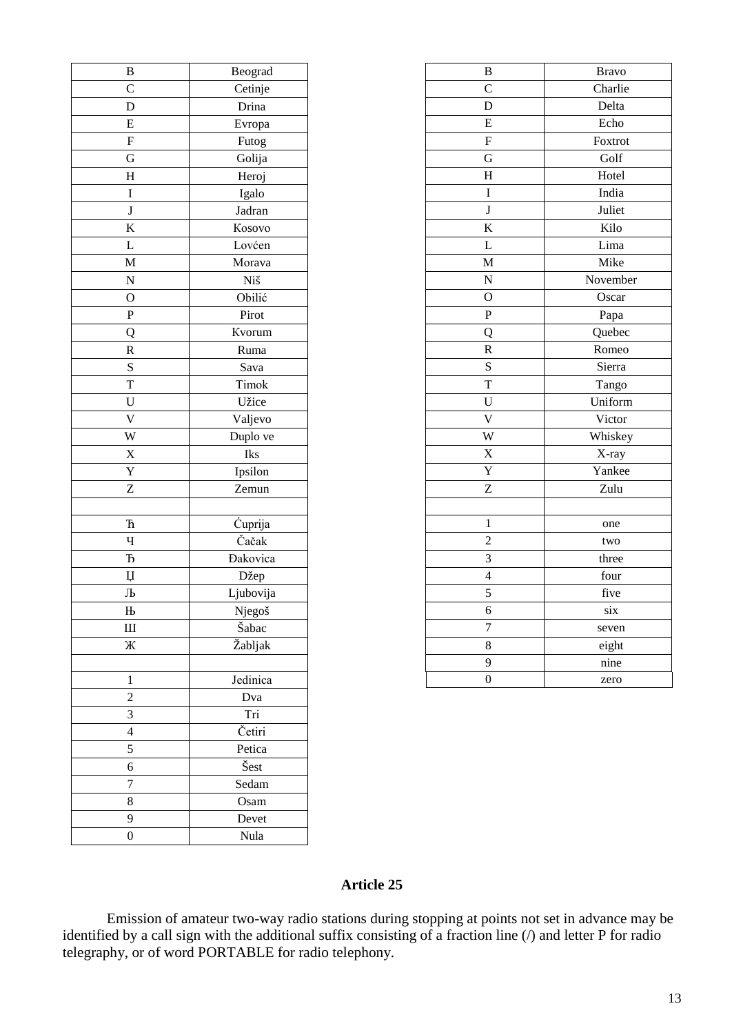| B | Beograd |
|---|---|
| C | Cetinje |
| D | Drina |
| E | Evropa |
| F | Futog |
| G | Golija |
| H | Heroj |
| I | Igalo |
| J | Jadran |
| K | Kosovo |
| L | Lovćen |
| M | Morava |
| N | Niš |
| O | Obilić |
| P | Pirot |
| Q | Kvorum |
| R | Ruma |
| S | Sava |
| T | Timok |
| U | Užice |
| V | Valjevo |
| W | Duplo ve |
| X | Iks |
| Y | Ipsilon |
| Z | Zemun |
| | |
| Ћ | Ćuprija |
| Ч | Čačak |
| Ђ | Đakovica |
| Џ | Džep |
| Љ | Ljubovija |
| Њ | Njegoš |
| Ш | Šabac |
| Ж | Žabljak |
| | |
| 1 | Jedinica |
| 2 | Dva |
| 3 | Tri |
| 4 | Četiri |
| 5 | Petica |
| 6 | Šest |
| 7 | Sedam |
| 8 | Osam |
| 9 | Devet |
| 0 | Nula |

| B | Bravo |
|---|---|
| C | Charlie |
| D | Delta |
| E | Echo |
| F | Foxtrot |
| G | Golf |
| H | Hotel |
| I | India |
| J | Juliet |
| K | Kilo |
| L | Lima |
| M | Mike |
| N | November |
| O | Oscar |
| P | Papa |
| Q | Quebec |
| R | Romeo |
| S | Sierra |
| T | Tango |
| U | Uniform |
| V | Victor |
| W | Whiskey |
| X | X-ray |
| Y | Yankee |
| Z | Zulu |
| | |
| 1 | one |
| 2 | two |
| 3 | three |
| 4 | four |
| 5 | five |
| 6 | six |
| 7 | seven |
| 8 | eight |
| 9 | nine |
| 0 | zero |

### Article 25

Emission of amateur two-way radio stations during stopping at points not set in advance may be identified by a call sign with the additional suffix consisting of a fraction line (/) and letter P for radio telegraphy, or of word PORTABLE for radio telephony.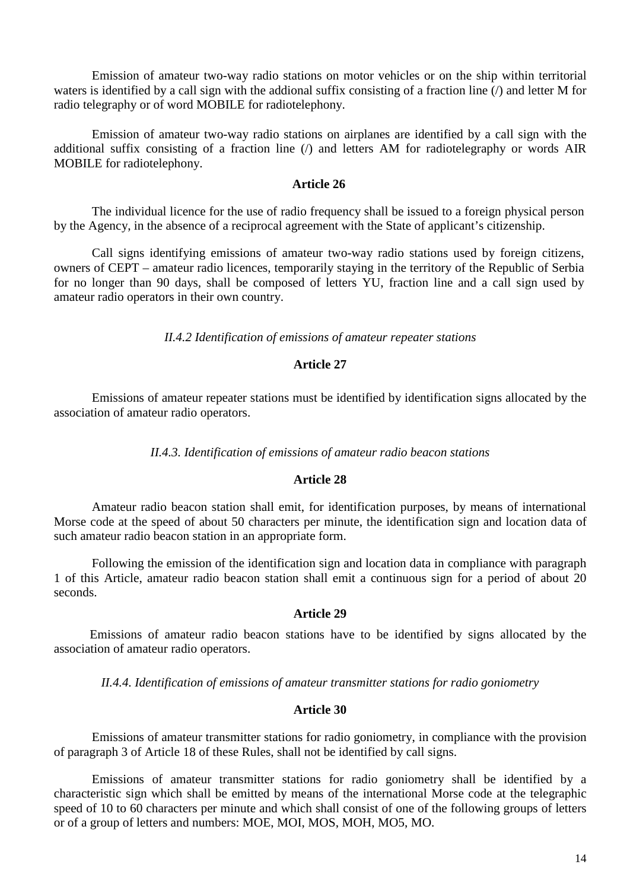Emission of amateur two-way radio stations on motor vehicles or on the ship within territorial waters is identified by a call sign with the addional suffix consisting of a fraction line (/) and letter M for radio telegraphy or of word MOBILE for radiotelephony.

Emission of amateur two-way radio stations on airplanes are identified by a call sign with the additional suffix consisting of a fraction line (/) and letters AM for radiotelegraphy or words AIR MOBILE for radiotelephony.

**Article 26**

The individual licence for the use of radio frequency shall be issued to a foreign physical person by the Agency, in the absence of a reciprocal agreement with the State of applicant's citizenship.

Call signs identifying emissions of amateur two-way radio stations used by foreign citizens, owners of CEPT – amateur radio licences, temporarily staying in the territory of the Republic of Serbia for no longer than 90 days, shall be composed of letters YU, fraction line and a call sign used by amateur radio operators in their own country.

*II.4.2 Identification of emissions of amateur repeater stations*

**Article 27**

Emissions of amateur repeater stations must be identified by identification signs allocated by the association of amateur radio operators.

*II.4.3. Identification of emissions of amateur radio beacon stations*

**Article 28**

Amateur radio beacon station shall emit, for identification purposes, by means of international Morse code at the speed of about 50 characters per minute, the identification sign and location data of such amateur radio beacon station in an appropriate form.

Following the emission of the identification sign and location data in compliance with paragraph 1 of this Article, amateur radio beacon station shall emit a continuous sign for a period of about 20 seconds.

**Article 29**

Emissions of amateur radio beacon stations have to be identified by signs allocated by the association of amateur radio operators.

*II.4.4. Identification of emissions of amateur transmitter stations for radio goniometry*

**Article 30**

Emissions of amateur transmitter stations for radio goniometry, in compliance with the provision of paragraph 3 of Article 18 of these Rules, shall not be identified by call signs.

Emissions of amateur transmitter stations for radio goniometry shall be identified by a characteristic sign which shall be emitted by means of the international Morse code at the telegraphic speed of 10 to 60 characters per minute and which shall consist of one of the following groups of letters or of a group of letters and numbers: MOE, MOI, MOS, MOH, MO5, MO.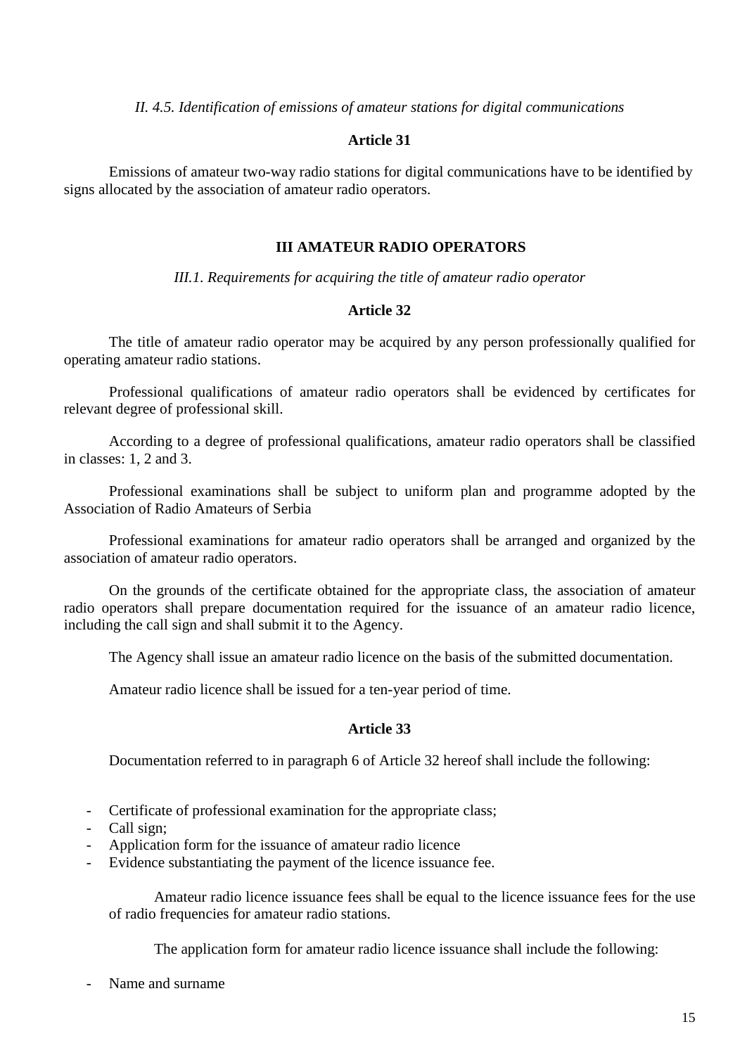*II. 4.5. Identification of emissions of amateur stations for digital communications*

**Article 31**

Emissions of amateur two-way radio stations for digital communications have to be identified by signs allocated by the association of amateur radio operators.

## III AMATEUR RADIO OPERATORS

*III.1. Requirements for acquiring the title of amateur radio operator*

**Article 32**

The title of amateur radio operator may be acquired by any person professionally qualified for operating amateur radio stations.

Professional qualifications of amateur radio operators shall be evidenced by certificates for relevant degree of professional skill.

According to a degree of professional qualifications, amateur radio operators shall be classified in classes: 1, 2 and 3.

Professional examinations shall be subject to uniform plan and programme adopted by the Association of Radio Amateurs of Serbia

Professional examinations for amateur radio operators shall be arranged and organized by the association of amateur radio operators.

On the grounds of the certificate obtained for the appropriate class, the association of amateur radio operators shall prepare documentation required for the issuance of an amateur radio licence, including the call sign and shall submit it to the Agency.

The Agency shall issue an amateur radio licence on the basis of the submitted documentation.

Amateur radio licence shall be issued for a ten-year period of time.

**Article 33**

Documentation referred to in paragraph 6 of Article 32 hereof shall include the following:

- Certificate of professional examination for the appropriate class;
- Call sign;
- Application form for the issuance of amateur radio licence
- Evidence substantiating the payment of the licence issuance fee.

Amateur radio licence issuance fees shall be equal to the licence issuance fees for the use of radio frequencies for amateur radio stations.

The application form for amateur radio licence issuance shall include the following:

- Name and surname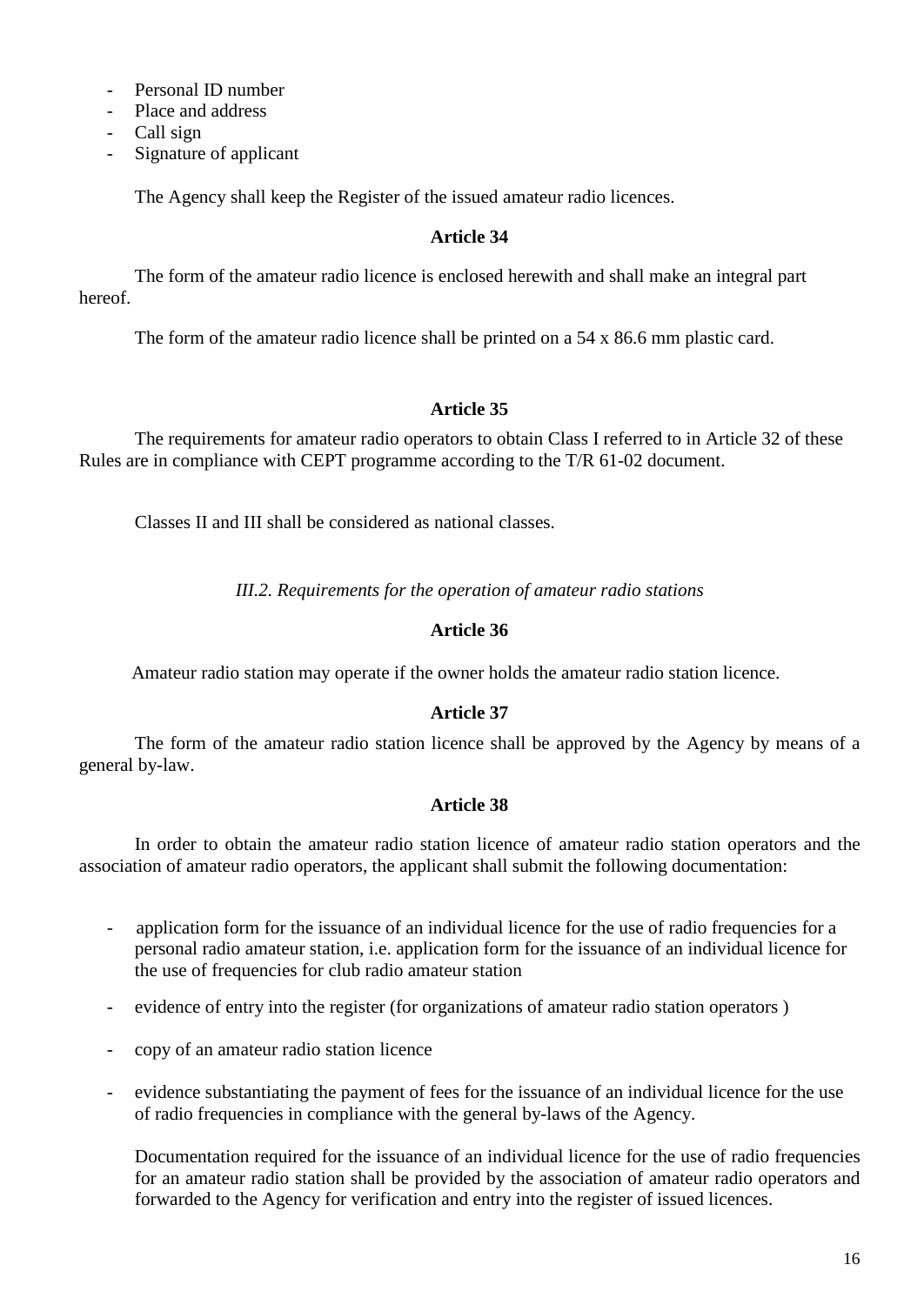- Personal ID number
- Place and address
- Call sign
- Signature of applicant

The Agency shall keep the Register of the issued amateur radio licences.

**Article 34**

The form of the amateur radio licence is enclosed herewith and shall make an integral part hereof.

The form of the amateur radio licence shall be printed on a 54 x 86.6 mm plastic card.

**Article 35**

The requirements for amateur radio operators to obtain Class I referred to in Article 32 of these Rules are in compliance with CEPT programme according to the T/R 61-02 document.

Classes II and III shall be considered as national classes.

*III.2. Requirements for the operation of amateur radio stations*

**Article 36**

Amateur radio station may operate if the owner holds the amateur radio station licence.

**Article 37**

The form of the amateur radio station licence shall be approved by the Agency by means of a general by-law.

**Article 38**

In order to obtain the amateur radio station licence of amateur radio station operators and the association of amateur radio operators, the applicant shall submit the following documentation:

- application form for the issuance of an individual licence for the use of radio frequencies for a personal radio amateur station, i.e. application form for the issuance of an individual licence for the use of frequencies for club radio amateur station
- evidence of entry into the register (for organizations of amateur radio station operators )
- copy of an amateur radio station licence
- evidence substantiating the payment of fees for the issuance of an individual licence for the use of radio frequencies in compliance with the general by-laws of the Agency.

Documentation required for the issuance of an individual licence for the use of radio frequencies for an amateur radio station shall be provided by the association of amateur radio operators and forwarded to the Agency for verification and entry into the register of issued licences.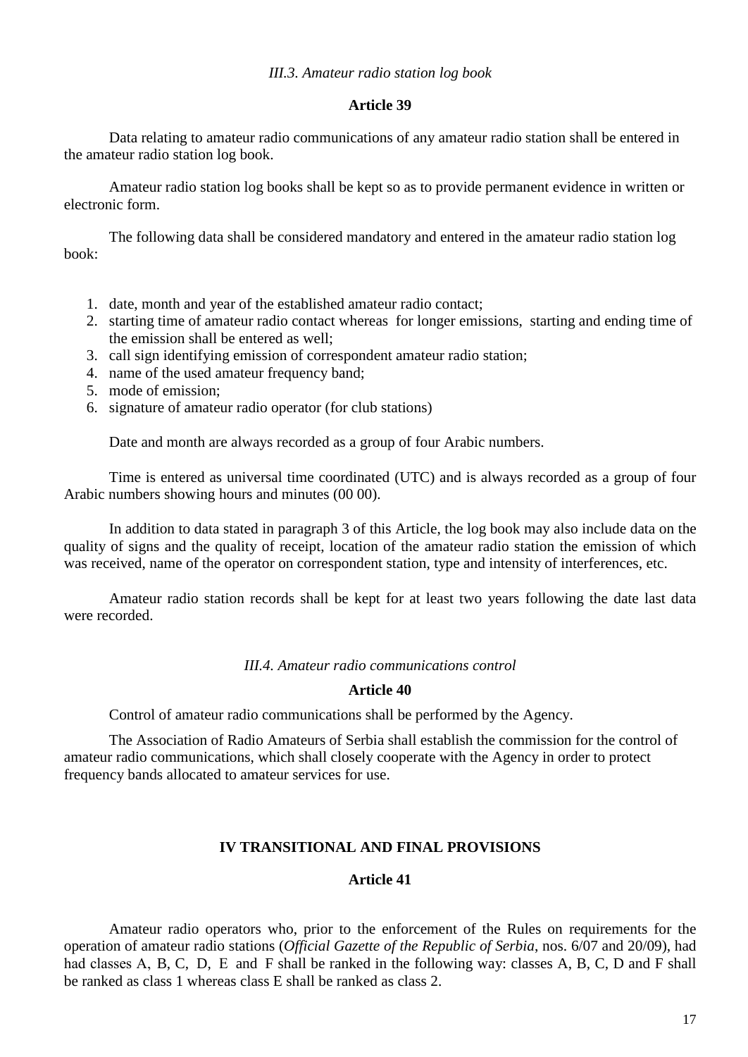*III.3. Amateur radio station log book*

**Article 39**

Data relating to amateur radio communications of any amateur radio station shall be entered in the amateur radio station log book.

Amateur radio station log books shall be kept so as to provide permanent evidence in written or electronic form.

The following data shall be considered mandatory and entered in the amateur radio station log book:

1. date, month and year of the established amateur radio contact;
2. starting time of amateur radio contact whereas for longer emissions, starting and ending time of the emission shall be entered as well;
3. call sign identifying emission of correspondent amateur radio station;
4. name of the used amateur frequency band;
5. mode of emission;
6. signature of amateur radio operator (for club stations)

Date and month are always recorded as a group of four Arabic numbers.

Time is entered as universal time coordinated (UTC) and is always recorded as a group of four Arabic numbers showing hours and minutes (00 00).

In addition to data stated in paragraph 3 of this Article, the log book may also include data on the quality of signs and the quality of receipt, location of the amateur radio station the emission of which was received, name of the operator on correspondent station, type and intensity of interferences, etc.

Amateur radio station records shall be kept for at least two years following the date last data were recorded.

*III.4. Amateur radio communications control*

**Article 40**

Control of amateur radio communications shall be performed by the Agency.

The Association of Radio Amateurs of Serbia shall establish the commission for the control of amateur radio communications, which shall closely cooperate with the Agency in order to protect frequency bands allocated to amateur services for use.

## IV TRANSITIONAL AND FINAL PROVISIONS

**Article 41**

Amateur radio operators who, prior to the enforcement of the Rules on requirements for the operation of amateur radio stations (*Official Gazette of the Republic of Serbia*, nos. 6/07 and 20/09), had had classes A, B, C, D, E and F shall be ranked in the following way: classes A, B, C, D and F shall be ranked as class 1 whereas class E shall be ranked as class 2.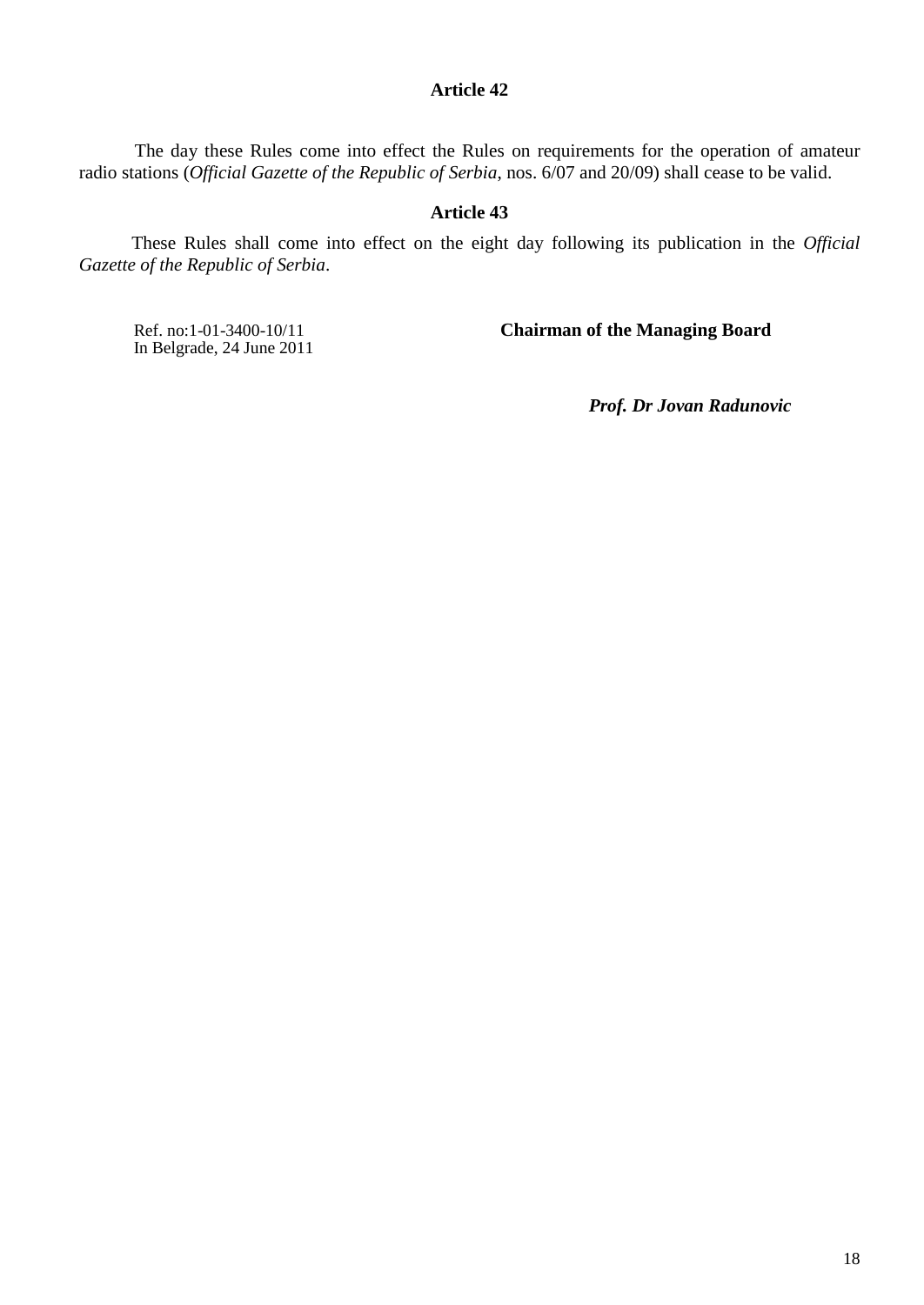### Article 42

The day these Rules come into effect the Rules on requirements for the operation of amateur radio stations (*Official Gazette of the Republic of Serbia*, nos. 6/07 and 20/09) shall cease to be valid.

### Article 43

These Rules shall come into effect on the eight day following its publication in the *Official Gazette of the Republic of Serbia*.

Ref. no:1-01-3400-10/11
In Belgrade, 24 June 2011

**Chairman of the Managing Board**

***Prof. Dr Jovan Radunovic***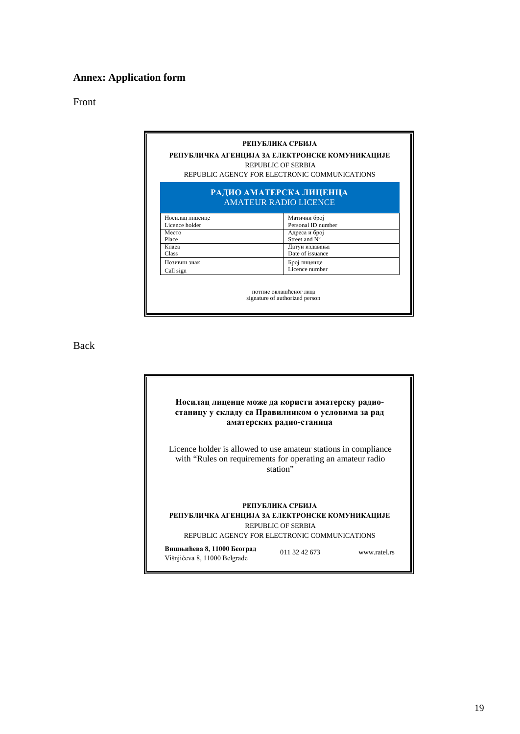## Annex: Application form

Front

**РЕПУБЛИКА СРБИЈА**

**РЕПУБЛИЧКА АГЕНЦИЈА ЗА ЕЛЕКТРОНСКЕ КОМУНИКАЦИЈЕ**

REPUBLIC OF SERBIA

REPUBLIC AGENCY FOR ELECTRONIC COMMUNICATIONS

**РАДИО АМАТЕРСКА ЛИЦЕНЦА**

AMATEUR RADIO LICENCE

| | |
|---|---|
| Носилац лиценце<br>Licence holder | Матични број<br>Personal ID number |
| Место<br>Place | Адреса и број<br>Street and N° |
| Класа<br>Class | Датун издавања<br>Date of issuance |
| Позивни знак<br>Call sign | Број лиценце<br>Licence number |

потпис овлашћеног лица
signature of authorized person

Back

**Носилац лиценце може да користи аматерску радио-станицу у складу са Правилником о условима за рад аматерских радио-станица**

Licence holder is allowed to use amateur stations in compliance with “Rules on requirements for operating an amateur radio station”

**РЕПУБЛИКА СРБИЈА**

**РЕПУБЛИЧКА АГЕНЦИЈА ЗА ЕЛЕКТРОНСКЕ КОМУНИКАЦИЈЕ**

REPUBLIC OF SERBIA

REPUBLIC AGENCY FOR ELECTRONIC COMMUNICATIONS

**Вишњићева 8, 11000 Београд**
Višnjićeva 8, 11000 Belgrade

011 32 42 673

www.ratel.rs